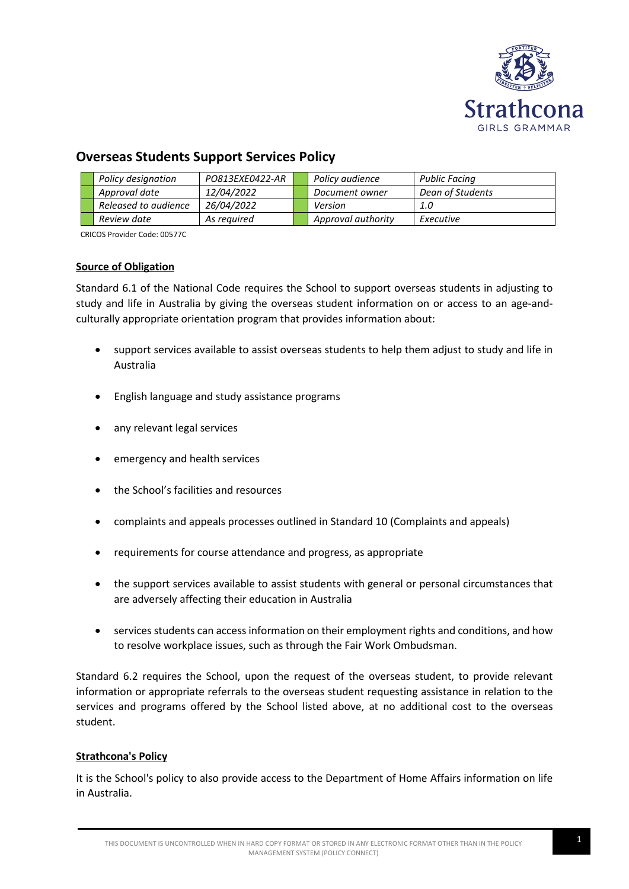# Overseas Students Support Services Policy

| Policy designation | PO813EXE0422-AR | Policy audience | Public Facing |
|---|---|---|---|
| Approval date | 12/04/2022 | Document owner | Dean of Students |
| Released to audience | 26/04/2022 | Version | 1.0 |
| Review date | As required | Approval authority | Executive |

CRICOS Provider Code: 00577C

## Source of Obligation

Standard 6.1 of the National Code requires the School to support overseas students in adjusting to study and life in Australia by giving the overseas student information on or access to an age-and-culturally appropriate orientation program that provides information about:

- support services available to assist overseas students to help them adjust to study and life in Australia
- English language and study assistance programs
- any relevant legal services
- emergency and health services
- the School's facilities and resources
- complaints and appeals processes outlined in Standard 10 (Complaints and appeals)
- requirements for course attendance and progress, as appropriate
- the support services available to assist students with general or personal circumstances that are adversely affecting their education in Australia
- services students can access information on their employment rights and conditions, and how to resolve workplace issues, such as through the Fair Work Ombudsman.

Standard 6.2 requires the School, upon the request of the overseas student, to provide relevant information or appropriate referrals to the overseas student requesting assistance in relation to the services and programs offered by the School listed above, at no additional cost to the overseas student.

## Strathcona's Policy

It is the School's policy to also provide access to the Department of Home Affairs information on life in Australia.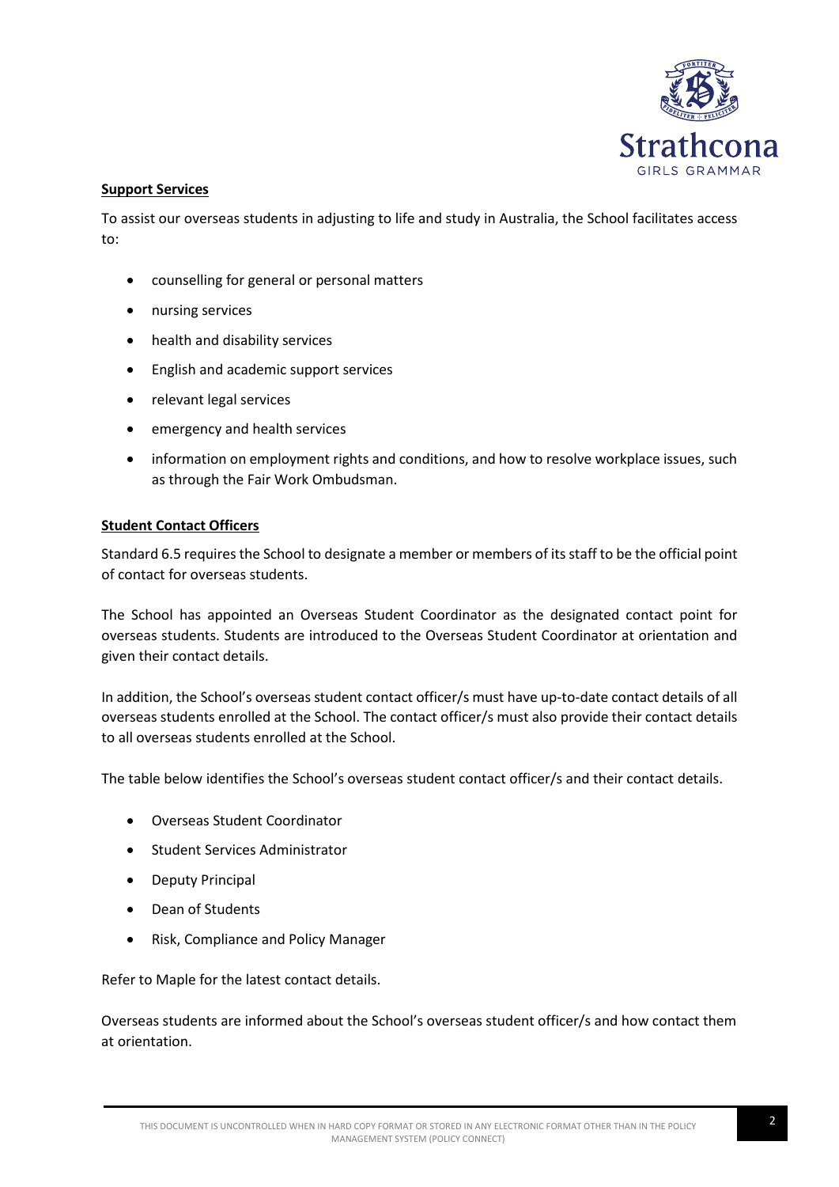**Support Services**

To assist our overseas students in adjusting to life and study in Australia, the School facilitates access to:

- counselling for general or personal matters
- nursing services
- health and disability services
- English and academic support services
- relevant legal services
- emergency and health services
- information on employment rights and conditions, and how to resolve workplace issues, such as through the Fair Work Ombudsman.

**Student Contact Officers**

Standard 6.5 requires the School to designate a member or members of its staff to be the official point of contact for overseas students.

The School has appointed an Overseas Student Coordinator as the designated contact point for overseas students. Students are introduced to the Overseas Student Coordinator at orientation and given their contact details.

In addition, the School's overseas student contact officer/s must have up-to-date contact details of all overseas students enrolled at the School. The contact officer/s must also provide their contact details to all overseas students enrolled at the School.

The table below identifies the School's overseas student contact officer/s and their contact details.

- Overseas Student Coordinator
- Student Services Administrator
- Deputy Principal
- Dean of Students
- Risk, Compliance and Policy Manager

Refer to Maple for the latest contact details.

Overseas students are informed about the School's overseas student officer/s and how contact them at orientation.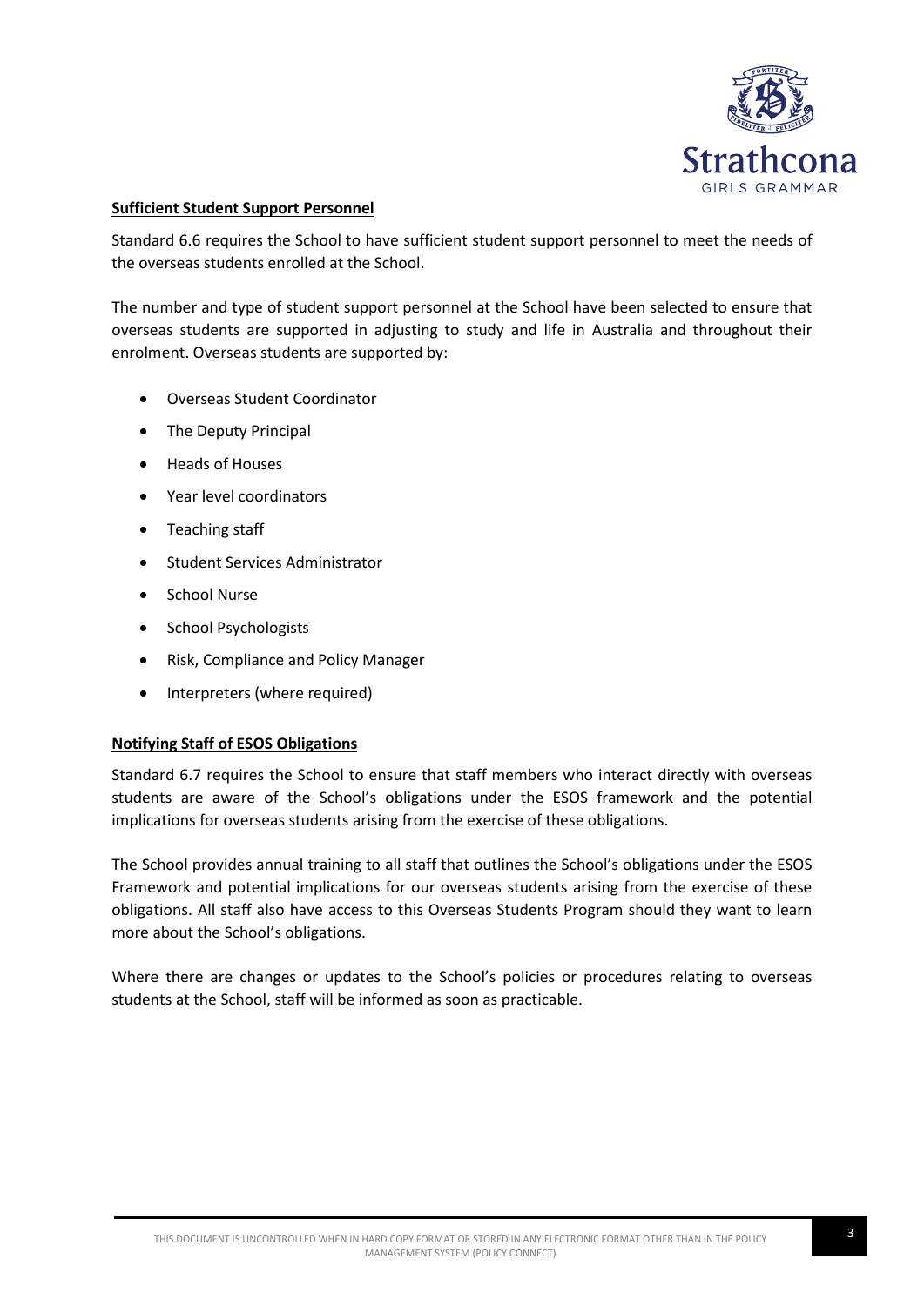**Sufficient Student Support Personnel**

Standard 6.6 requires the School to have sufficient student support personnel to meet the needs of the overseas students enrolled at the School.

The number and type of student support personnel at the School have been selected to ensure that overseas students are supported in adjusting to study and life in Australia and throughout their enrolment. Overseas students are supported by:

- Overseas Student Coordinator
- The Deputy Principal
- Heads of Houses
- Year level coordinators
- Teaching staff
- Student Services Administrator
- School Nurse
- School Psychologists
- Risk, Compliance and Policy Manager
- Interpreters (where required)

**Notifying Staff of ESOS Obligations**

Standard 6.7 requires the School to ensure that staff members who interact directly with overseas students are aware of the School's obligations under the ESOS framework and the potential implications for overseas students arising from the exercise of these obligations.

The School provides annual training to all staff that outlines the School's obligations under the ESOS Framework and potential implications for our overseas students arising from the exercise of these obligations. All staff also have access to this Overseas Students Program should they want to learn more about the School's obligations.

Where there are changes or updates to the School's policies or procedures relating to overseas students at the School, staff will be informed as soon as practicable.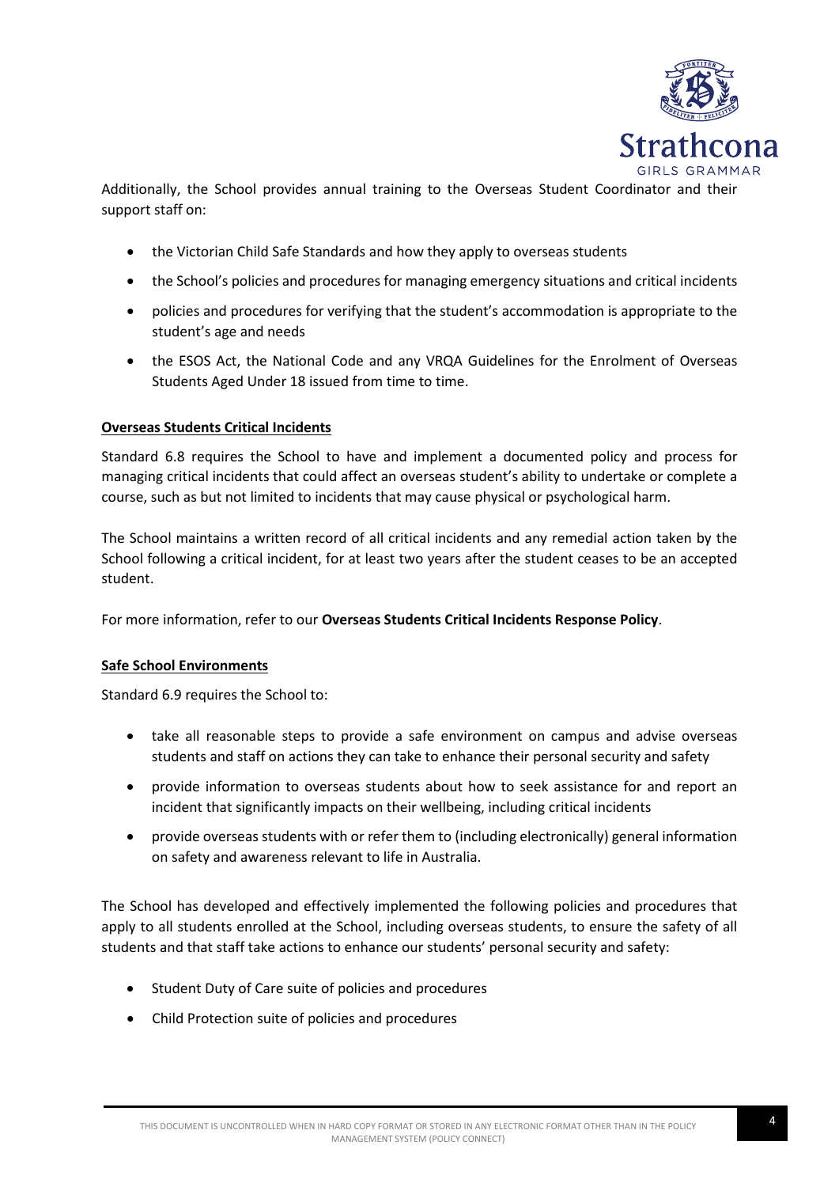Additionally, the School provides annual training to the Overseas Student Coordinator and their support staff on:

- the Victorian Child Safe Standards and how they apply to overseas students
- the School's policies and procedures for managing emergency situations and critical incidents
- policies and procedures for verifying that the student's accommodation is appropriate to the student's age and needs
- the ESOS Act, the National Code and any VRQA Guidelines for the Enrolment of Overseas Students Aged Under 18 issued from time to time.

## Overseas Students Critical Incidents

Standard 6.8 requires the School to have and implement a documented policy and process for managing critical incidents that could affect an overseas student's ability to undertake or complete a course, such as but not limited to incidents that may cause physical or psychological harm.

The School maintains a written record of all critical incidents and any remedial action taken by the School following a critical incident, for at least two years after the student ceases to be an accepted student.

For more information, refer to our **Overseas Students Critical Incidents Response Policy**.

## Safe School Environments

Standard 6.9 requires the School to:

- take all reasonable steps to provide a safe environment on campus and advise overseas students and staff on actions they can take to enhance their personal security and safety
- provide information to overseas students about how to seek assistance for and report an incident that significantly impacts on their wellbeing, including critical incidents
- provide overseas students with or refer them to (including electronically) general information on safety and awareness relevant to life in Australia.

The School has developed and effectively implemented the following policies and procedures that apply to all students enrolled at the School, including overseas students, to ensure the safety of all students and that staff take actions to enhance our students' personal security and safety:

- Student Duty of Care suite of policies and procedures
- Child Protection suite of policies and procedures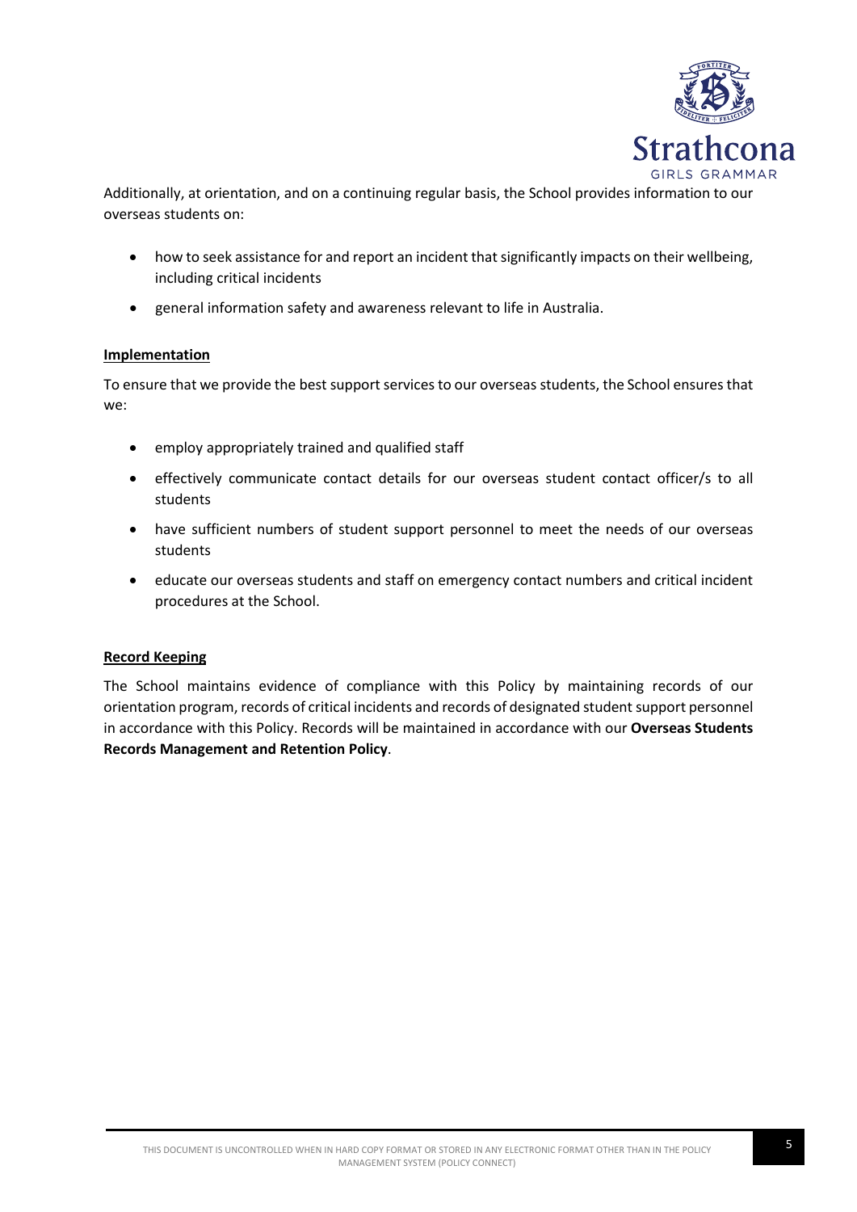Additionally, at orientation, and on a continuing regular basis, the School provides information to our overseas students on:

- how to seek assistance for and report an incident that significantly impacts on their wellbeing, including critical incidents
- general information safety and awareness relevant to life in Australia.

**Implementation**

To ensure that we provide the best support services to our overseas students, the School ensures that we:

- employ appropriately trained and qualified staff
- effectively communicate contact details for our overseas student contact officer/s to all students
- have sufficient numbers of student support personnel to meet the needs of our overseas students
- educate our overseas students and staff on emergency contact numbers and critical incident procedures at the School.

**Record Keeping**

The School maintains evidence of compliance with this Policy by maintaining records of our orientation program, records of critical incidents and records of designated student support personnel in accordance with this Policy. Records will be maintained in accordance with our **Overseas Students Records Management and Retention Policy**.